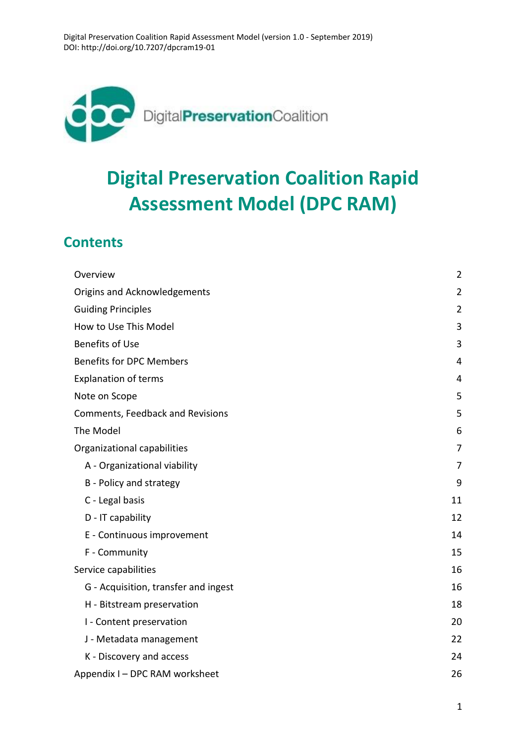Digital Preservation Coalition Rapid Assessment Model (version 1.0 - September 2019)
DOI: http://doi.org/10.7207/dpcram19-01

DigitalPreservationCoalition

# Digital Preservation Coalition Rapid Assessment Model (DPC RAM)

## Contents

| | |
|---|---|
| Overview | 2 |
| Origins and Acknowledgements | 2 |
| Guiding Principles | 2 |
| How to Use This Model | 3 |
| Benefits of Use | 3 |
| Benefits for DPC Members | 4 |
| Explanation of terms | 4 |
| Note on Scope | 5 |
| Comments, Feedback and Revisions | 5 |
| The Model | 6 |
| Organizational capabilities | 7 |
| A - Organizational viability | 7 |
| B - Policy and strategy | 9 |
| C - Legal basis | 11 |
| D - IT capability | 12 |
| E - Continuous improvement | 14 |
| F - Community | 15 |
| Service capabilities | 16 |
| G - Acquisition, transfer and ingest | 16 |
| H - Bitstream preservation | 18 |
| I - Content preservation | 20 |
| J - Metadata management | 22 |
| K - Discovery and access | 24 |
| Appendix I – DPC RAM worksheet | 26 |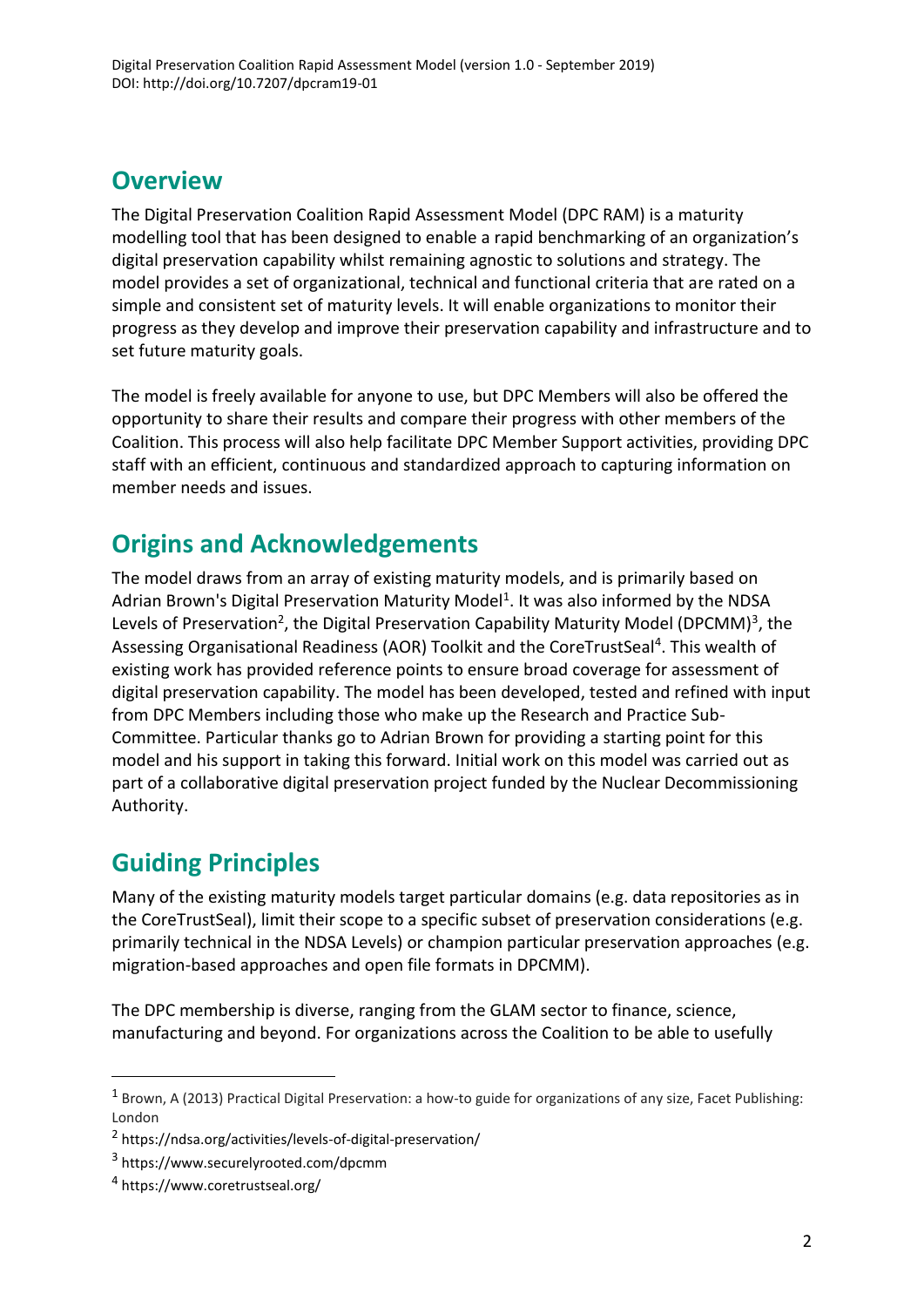## Overview

The Digital Preservation Coalition Rapid Assessment Model (DPC RAM) is a maturity modelling tool that has been designed to enable a rapid benchmarking of an organization's digital preservation capability whilst remaining agnostic to solutions and strategy. The model provides a set of organizational, technical and functional criteria that are rated on a simple and consistent set of maturity levels. It will enable organizations to monitor their progress as they develop and improve their preservation capability and infrastructure and to set future maturity goals.

The model is freely available for anyone to use, but DPC Members will also be offered the opportunity to share their results and compare their progress with other members of the Coalition. This process will also help facilitate DPC Member Support activities, providing DPC staff with an efficient, continuous and standardized approach to capturing information on member needs and issues.

## Origins and Acknowledgements

The model draws from an array of existing maturity models, and is primarily based on Adrian Brown's Digital Preservation Maturity Model[1]. It was also informed by the NDSA Levels of Preservation[2], the Digital Preservation Capability Maturity Model (DPCMM)[3], the Assessing Organisational Readiness (AOR) Toolkit and the CoreTrustSeal[4]. This wealth of existing work has provided reference points to ensure broad coverage for assessment of digital preservation capability. The model has been developed, tested and refined with input from DPC Members including those who make up the Research and Practice Sub-Committee. Particular thanks go to Adrian Brown for providing a starting point for this model and his support in taking this forward. Initial work on this model was carried out as part of a collaborative digital preservation project funded by the Nuclear Decommissioning Authority.

## Guiding Principles

Many of the existing maturity models target particular domains (e.g. data repositories as in the CoreTrustSeal), limit their scope to a specific subset of preservation considerations (e.g. primarily technical in the NDSA Levels) or champion particular preservation approaches (e.g. migration-based approaches and open file formats in DPCMM).

The DPC membership is diverse, ranging from the GLAM sector to finance, science, manufacturing and beyond. For organizations across the Coalition to be able to usefully

---

[1] Brown, A (2013) Practical Digital Preservation: a how-to guide for organizations of any size, Facet Publishing: London

[2] https://ndsa.org/activities/levels-of-digital-preservation/

[3] https://www.securelyrooted.com/dpcmm

[4] https://www.coretrustseal.org/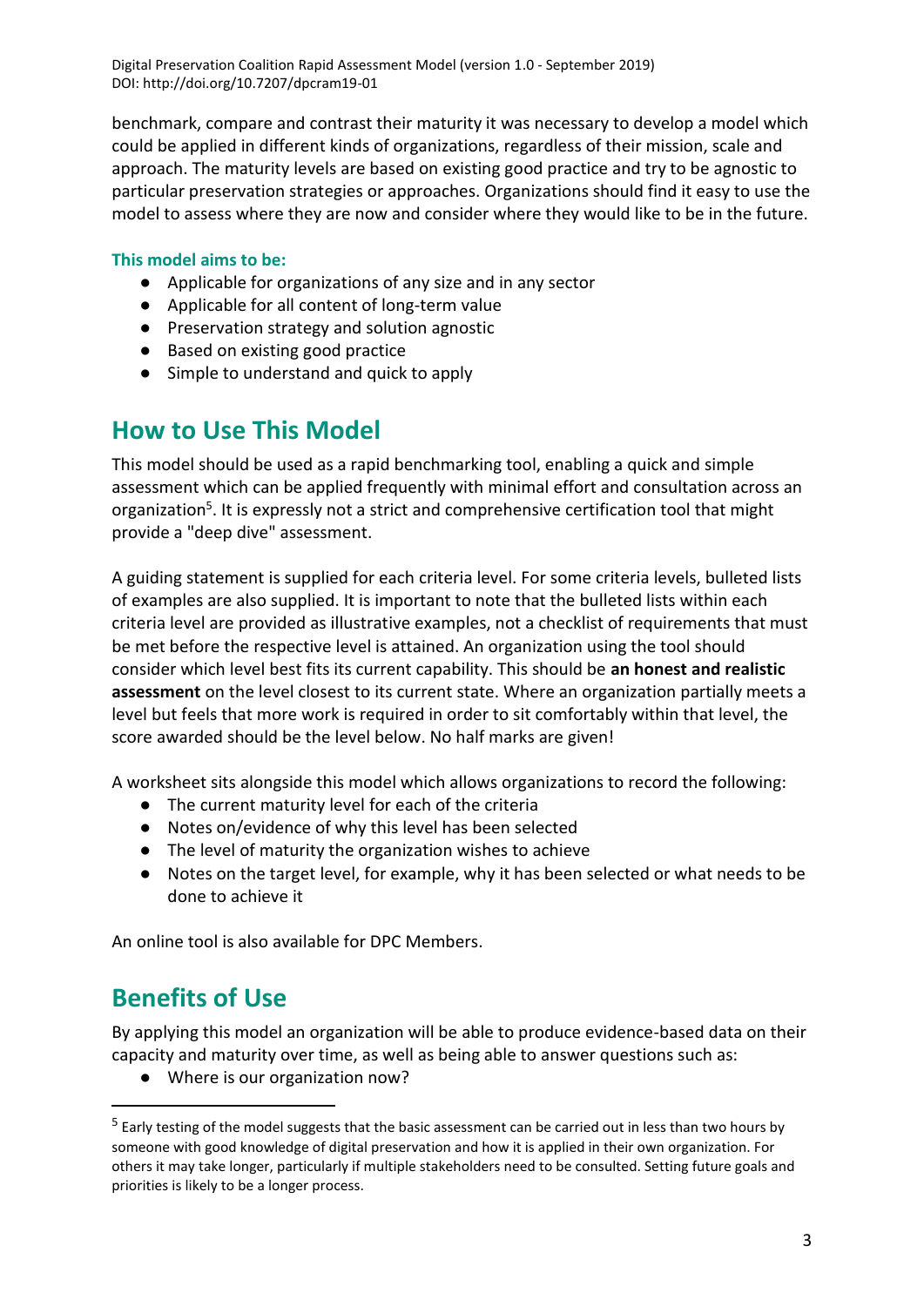benchmark, compare and contrast their maturity it was necessary to develop a model which could be applied in different kinds of organizations, regardless of their mission, scale and approach. The maturity levels are based on existing good practice and try to be agnostic to particular preservation strategies or approaches. Organizations should find it easy to use the model to assess where they are now and consider where they would like to be in the future.

**This model aims to be:**

- Applicable for organizations of any size and in any sector
- Applicable for all content of long-term value
- Preservation strategy and solution agnostic
- Based on existing good practice
- Simple to understand and quick to apply

## How to Use This Model

This model should be used as a rapid benchmarking tool, enabling a quick and simple assessment which can be applied frequently with minimal effort and consultation across an organization[5]. It is expressly not a strict and comprehensive certification tool that might provide a "deep dive" assessment.

A guiding statement is supplied for each criteria level. For some criteria levels, bulleted lists of examples are also supplied. It is important to note that the bulleted lists within each criteria level are provided as illustrative examples, not a checklist of requirements that must be met before the respective level is attained. An organization using the tool should consider which level best fits its current capability. This should be **an honest and realistic assessment** on the level closest to its current state. Where an organization partially meets a level but feels that more work is required in order to sit comfortably within that level, the score awarded should be the level below. No half marks are given!

A worksheet sits alongside this model which allows organizations to record the following:

- The current maturity level for each of the criteria
- Notes on/evidence of why this level has been selected
- The level of maturity the organization wishes to achieve
- Notes on the target level, for example, why it has been selected or what needs to be done to achieve it

An online tool is also available for DPC Members.

## Benefits of Use

By applying this model an organization will be able to produce evidence-based data on their capacity and maturity over time, as well as being able to answer questions such as:

- Where is our organization now?

[5] Early testing of the model suggests that the basic assessment can be carried out in less than two hours by someone with good knowledge of digital preservation and how it is applied in their own organization. For others it may take longer, particularly if multiple stakeholders need to be consulted. Setting future goals and priorities is likely to be a longer process.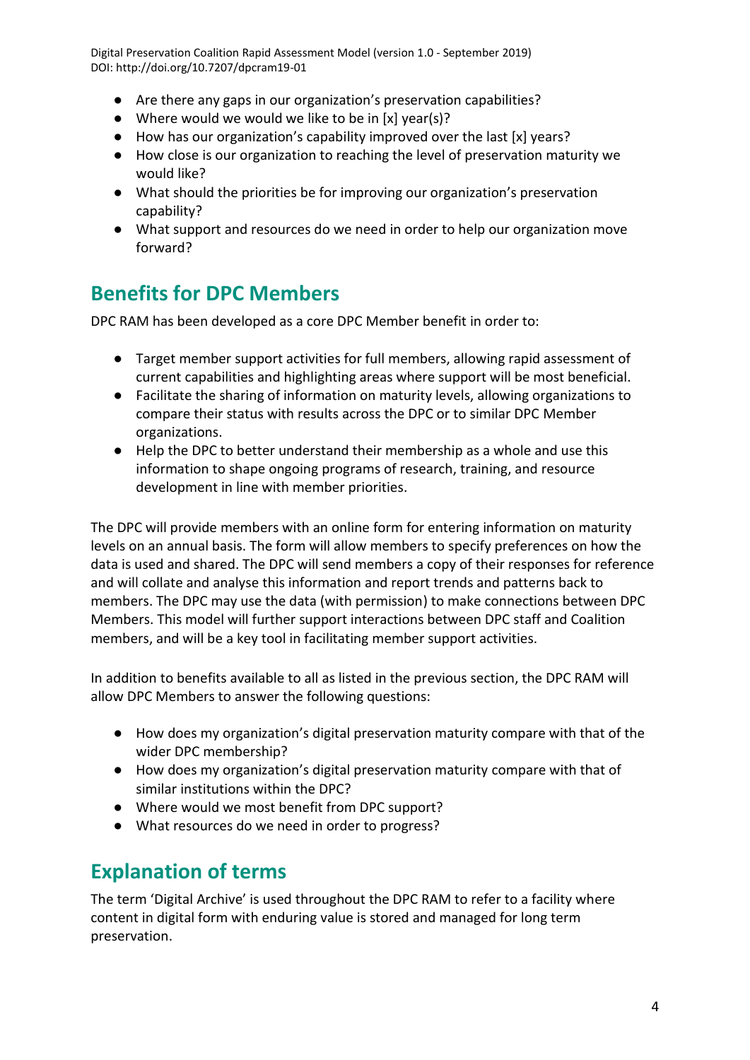- Are there any gaps in our organization's preservation capabilities?
- Where would we would we like to be in [x] year(s)?
- How has our organization's capability improved over the last [x] years?
- How close is our organization to reaching the level of preservation maturity we would like?
- What should the priorities be for improving our organization's preservation capability?
- What support and resources do we need in order to help our organization move forward?

## Benefits for DPC Members

DPC RAM has been developed as a core DPC Member benefit in order to:

- Target member support activities for full members, allowing rapid assessment of current capabilities and highlighting areas where support will be most beneficial.
- Facilitate the sharing of information on maturity levels, allowing organizations to compare their status with results across the DPC or to similar DPC Member organizations.
- Help the DPC to better understand their membership as a whole and use this information to shape ongoing programs of research, training, and resource development in line with member priorities.

The DPC will provide members with an online form for entering information on maturity levels on an annual basis. The form will allow members to specify preferences on how the data is used and shared. The DPC will send members a copy of their responses for reference and will collate and analyse this information and report trends and patterns back to members. The DPC may use the data (with permission) to make connections between DPC Members. This model will further support interactions between DPC staff and Coalition members, and will be a key tool in facilitating member support activities.

In addition to benefits available to all as listed in the previous section, the DPC RAM will allow DPC Members to answer the following questions:

- How does my organization's digital preservation maturity compare with that of the wider DPC membership?
- How does my organization's digital preservation maturity compare with that of similar institutions within the DPC?
- Where would we most benefit from DPC support?
- What resources do we need in order to progress?

## Explanation of terms

The term 'Digital Archive' is used throughout the DPC RAM to refer to a facility where content in digital form with enduring value is stored and managed for long term preservation.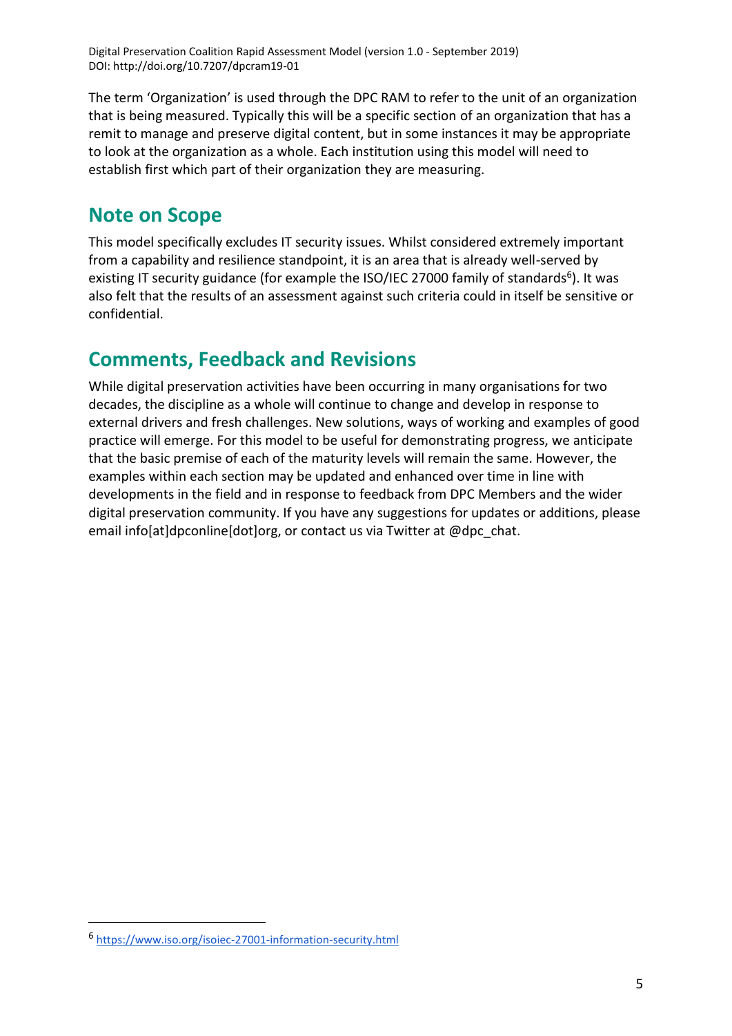The term 'Organization' is used through the DPC RAM to refer to the unit of an organization that is being measured. Typically this will be a specific section of an organization that has a remit to manage and preserve digital content, but in some instances it may be appropriate to look at the organization as a whole. Each institution using this model will need to establish first which part of their organization they are measuring.

## Note on Scope

This model specifically excludes IT security issues. Whilst considered extremely important from a capability and resilience standpoint, it is an area that is already well-served by existing IT security guidance (for example the ISO/IEC 27000 family of standards[6]). It was also felt that the results of an assessment against such criteria could in itself be sensitive or confidential.

## Comments, Feedback and Revisions

While digital preservation activities have been occurring in many organisations for two decades, the discipline as a whole will continue to change and develop in response to external drivers and fresh challenges. New solutions, ways of working and examples of good practice will emerge. For this model to be useful for demonstrating progress, we anticipate that the basic premise of each of the maturity levels will remain the same. However, the examples within each section may be updated and enhanced over time in line with developments in the field and in response to feedback from DPC Members and the wider digital preservation community. If you have any suggestions for updates or additions, please email info[at]dpconline[dot]org, or contact us via Twitter at @dpc_chat.

[6] https://www.iso.org/isoiec-27001-information-security.html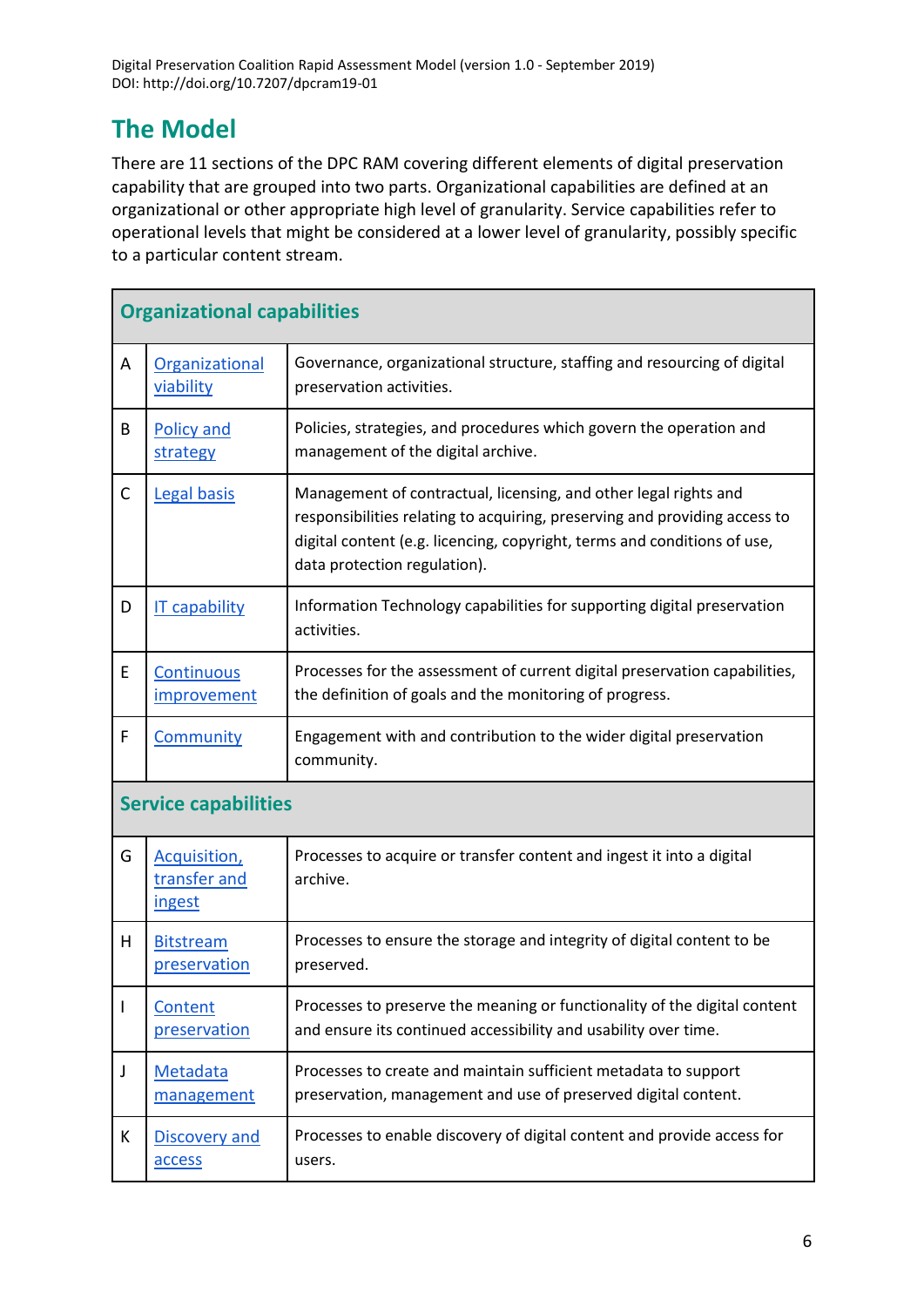# The Model

There are 11 sections of the DPC RAM covering different elements of digital preservation capability that are grouped into two parts. Organizational capabilities are defined at an organizational or other appropriate high level of granularity. Service capabilities refer to operational levels that might be considered at a lower level of granularity, possibly specific to a particular content stream.

| **Organizational capabilities** | | |
|---|---|---|
| A | Organizational viability | Governance, organizational structure, staffing and resourcing of digital preservation activities. |
| B | Policy and strategy | Policies, strategies, and procedures which govern the operation and management of the digital archive. |
| C | Legal basis | Management of contractual, licensing, and other legal rights and responsibilities relating to acquiring, preserving and providing access to digital content (e.g. licencing, copyright, terms and conditions of use, data protection regulation). |
| D | IT capability | Information Technology capabilities for supporting digital preservation activities. |
| E | Continuous improvement | Processes for the assessment of current digital preservation capabilities, the definition of goals and the monitoring of progress. |
| F | Community | Engagement with and contribution to the wider digital preservation community. |
| **Service capabilities** | | |
| G | Acquisition, transfer and ingest | Processes to acquire or transfer content and ingest it into a digital archive. |
| H | Bitstream preservation | Processes to ensure the storage and integrity of digital content to be preserved. |
| I | Content preservation | Processes to preserve the meaning or functionality of the digital content and ensure its continued accessibility and usability over time. |
| J | Metadata management | Processes to create and maintain sufficient metadata to support preservation, management and use of preserved digital content. |
| K | Discovery and access | Processes to enable discovery of digital content and provide access for users. |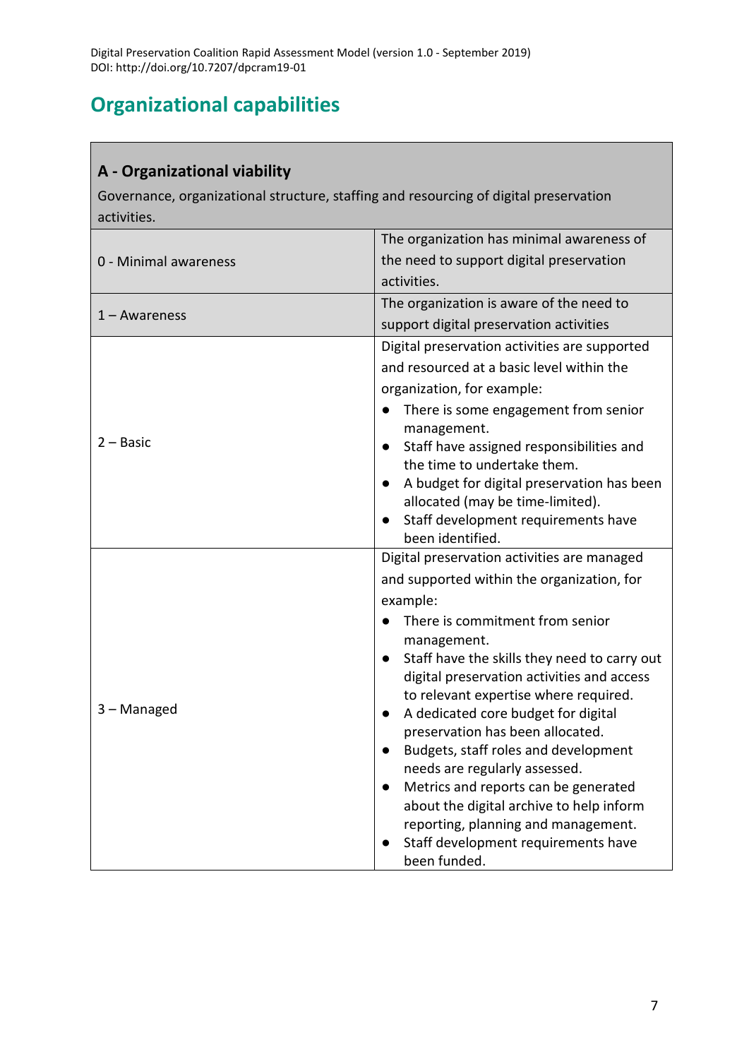# Organizational capabilities

| A - Organizational viability<br>Governance, organizational structure, staffing and resourcing of digital preservation activities. | |
|---|---|
| 0 - Minimal awareness | The organization has minimal awareness of the need to support digital preservation activities. |
| 1 – Awareness | The organization is aware of the need to support digital preservation activities |
| 2 – Basic | Digital preservation activities are supported and resourced at a basic level within the organization, for example:<br>● There is some engagement from senior management.<br>● Staff have assigned responsibilities and the time to undertake them.<br>● A budget for digital preservation has been allocated (may be time-limited).<br>● Staff development requirements have been identified. |
| 3 – Managed | Digital preservation activities are managed and supported within the organization, for example:<br>● There is commitment from senior management.<br>● Staff have the skills they need to carry out digital preservation activities and access to relevant expertise where required.<br>● A dedicated core budget for digital preservation has been allocated.<br>● Budgets, staff roles and development needs are regularly assessed.<br>● Metrics and reports can be generated about the digital archive to help inform reporting, planning and management.<br>● Staff development requirements have been funded. |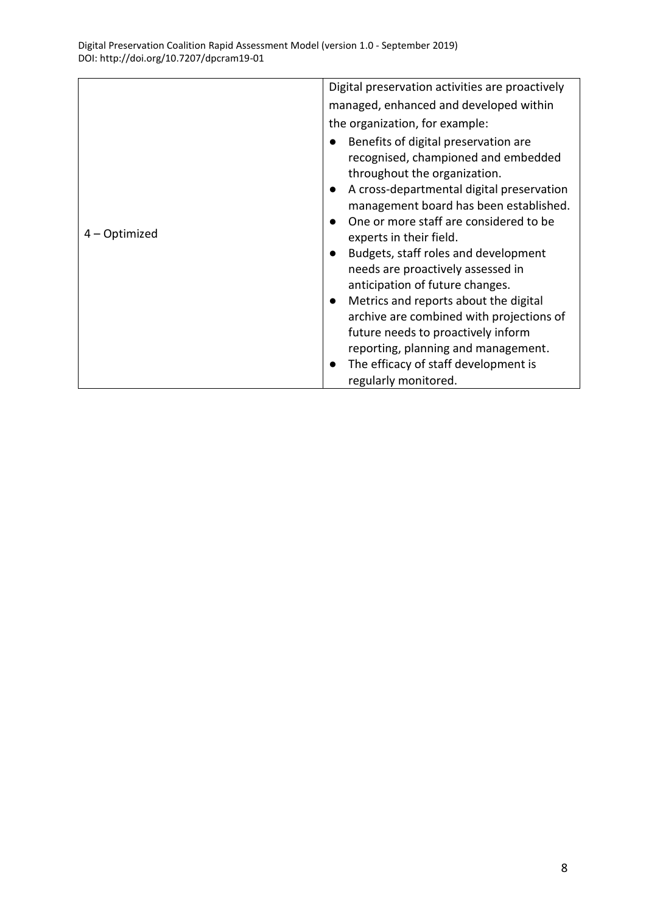| | |
|---|---|
| 4 – Optimized | Digital preservation activities are proactively managed, enhanced and developed within the organization, for example:<br>● Benefits of digital preservation are recognised, championed and embedded throughout the organization.<br>● A cross-departmental digital preservation management board has been established.<br>● One or more staff are considered to be experts in their field.<br>● Budgets, staff roles and development needs are proactively assessed in anticipation of future changes.<br>● Metrics and reports about the digital archive are combined with projections of future needs to proactively inform reporting, planning and management.<br>● The efficacy of staff development is regularly monitored. |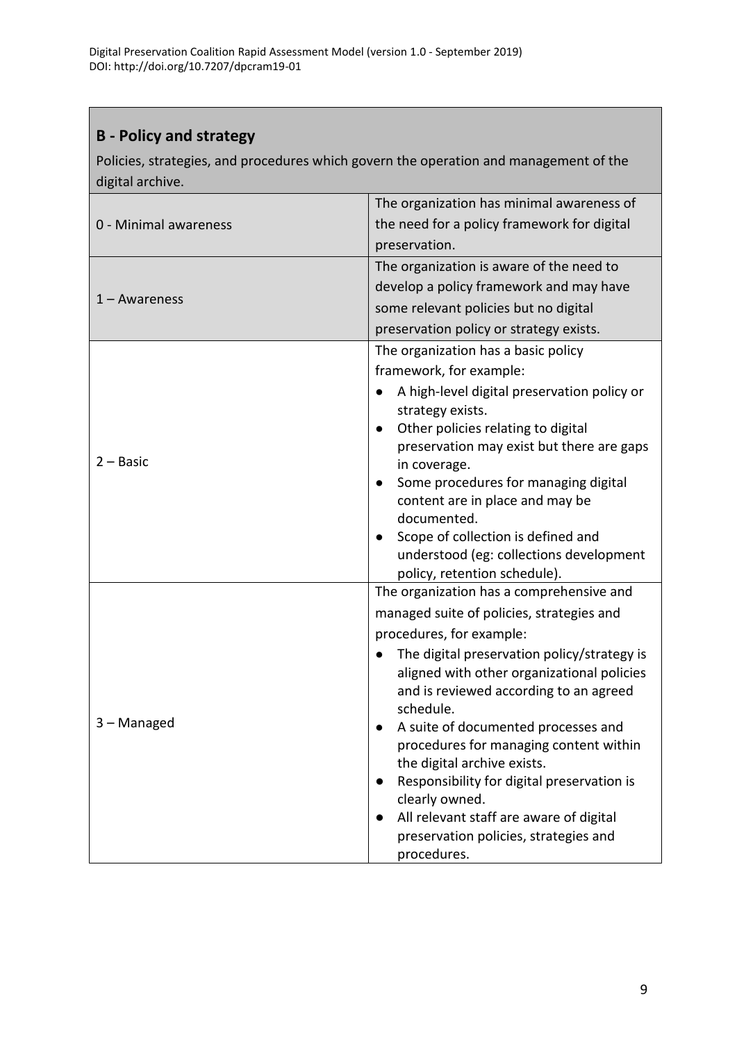## B - Policy and strategy

Policies, strategies, and procedures which govern the operation and management of the digital archive.

| Level | Description |
|---|---|
| 0 - Minimal awareness | The organization has minimal awareness of the need for a policy framework for digital preservation. |
| 1 – Awareness | The organization is aware of the need to develop a policy framework and may have some relevant policies but no digital preservation policy or strategy exists. |
| 2 – Basic | The organization has a basic policy framework, for example:<br>● A high-level digital preservation policy or strategy exists.<br>● Other policies relating to digital preservation may exist but there are gaps in coverage.<br>● Some procedures for managing digital content are in place and may be documented.<br>● Scope of collection is defined and understood (eg: collections development policy, retention schedule). |
| 3 – Managed | The organization has a comprehensive and managed suite of policies, strategies and procedures, for example:<br>● The digital preservation policy/strategy is aligned with other organizational policies and is reviewed according to an agreed schedule.<br>● A suite of documented processes and procedures for managing content within the digital archive exists.<br>● Responsibility for digital preservation is clearly owned.<br>● All relevant staff are aware of digital preservation policies, strategies and procedures. |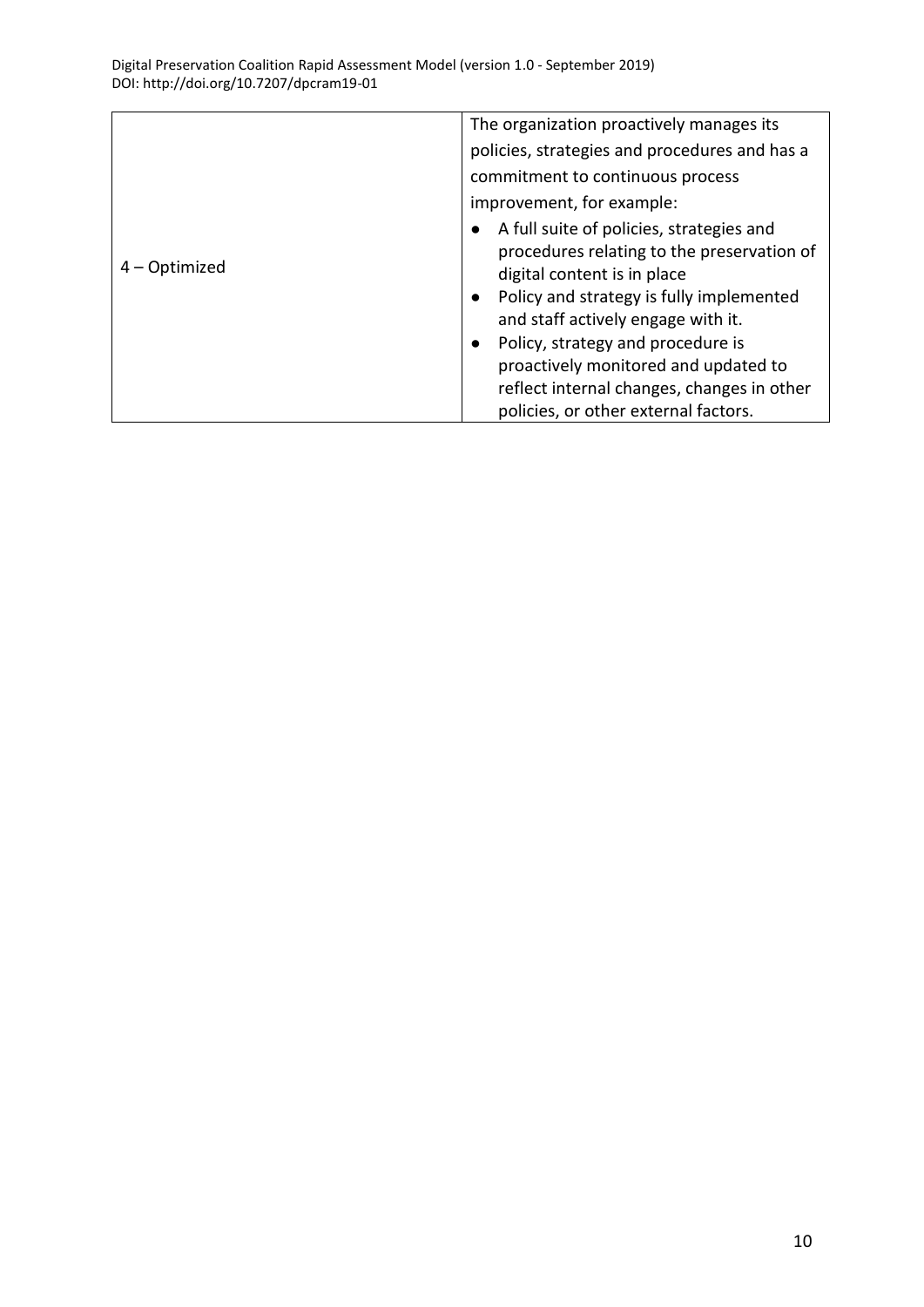| | |
|---|---|
| 4 – Optimized | The organization proactively manages its policies, strategies and procedures and has a commitment to continuous process improvement, for example:<br>● A full suite of policies, strategies and procedures relating to the preservation of digital content is in place<br>● Policy and strategy is fully implemented and staff actively engage with it.<br>● Policy, strategy and procedure is proactively monitored and updated to reflect internal changes, changes in other policies, or other external factors. |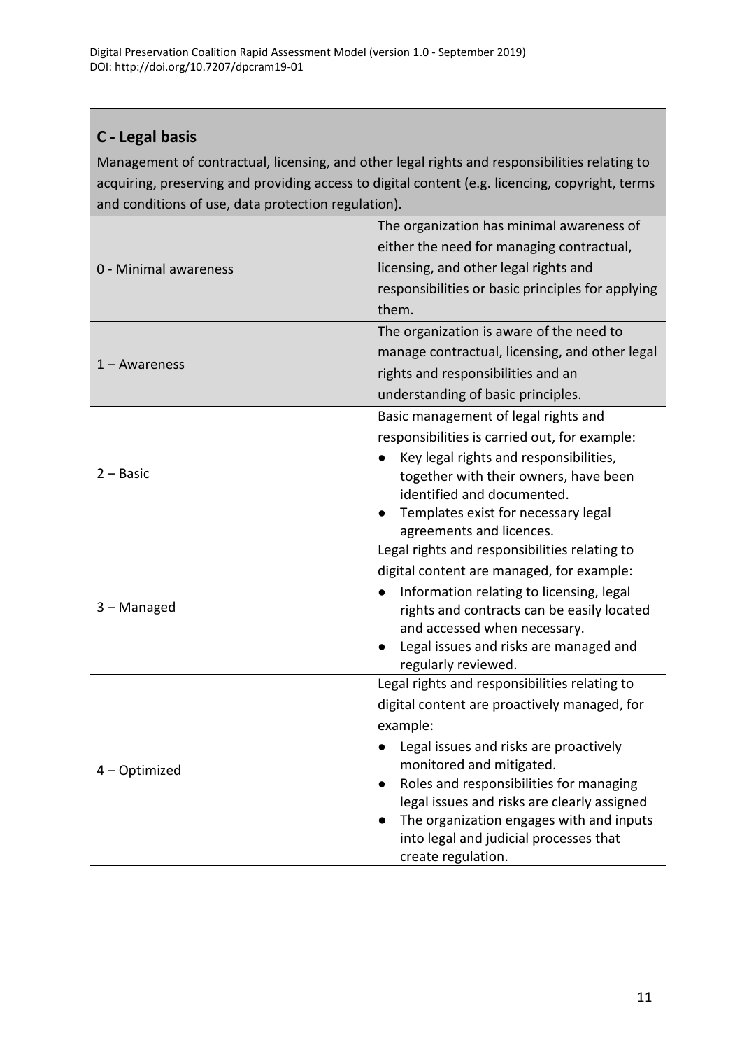## C - Legal basis

Management of contractual, licensing, and other legal rights and responsibilities relating to acquiring, preserving and providing access to digital content (e.g. licencing, copyright, terms and conditions of use, data protection regulation).

| | |
|---|---|
| 0 - Minimal awareness | The organization has minimal awareness of either the need for managing contractual, licensing, and other legal rights and responsibilities or basic principles for applying them. |
| 1 – Awareness | The organization is aware of the need to manage contractual, licensing, and other legal rights and responsibilities and an understanding of basic principles. |
| 2 – Basic | Basic management of legal rights and responsibilities is carried out, for example:<br>● Key legal rights and responsibilities, together with their owners, have been identified and documented.<br>● Templates exist for necessary legal agreements and licences. |
| 3 – Managed | Legal rights and responsibilities relating to digital content are managed, for example:<br>● Information relating to licensing, legal rights and contracts can be easily located and accessed when necessary.<br>● Legal issues and risks are managed and regularly reviewed. |
| 4 – Optimized | Legal rights and responsibilities relating to digital content are proactively managed, for example:<br>● Legal issues and risks are proactively monitored and mitigated.<br>● Roles and responsibilities for managing legal issues and risks are clearly assigned<br>● The organization engages with and inputs into legal and judicial processes that create regulation. |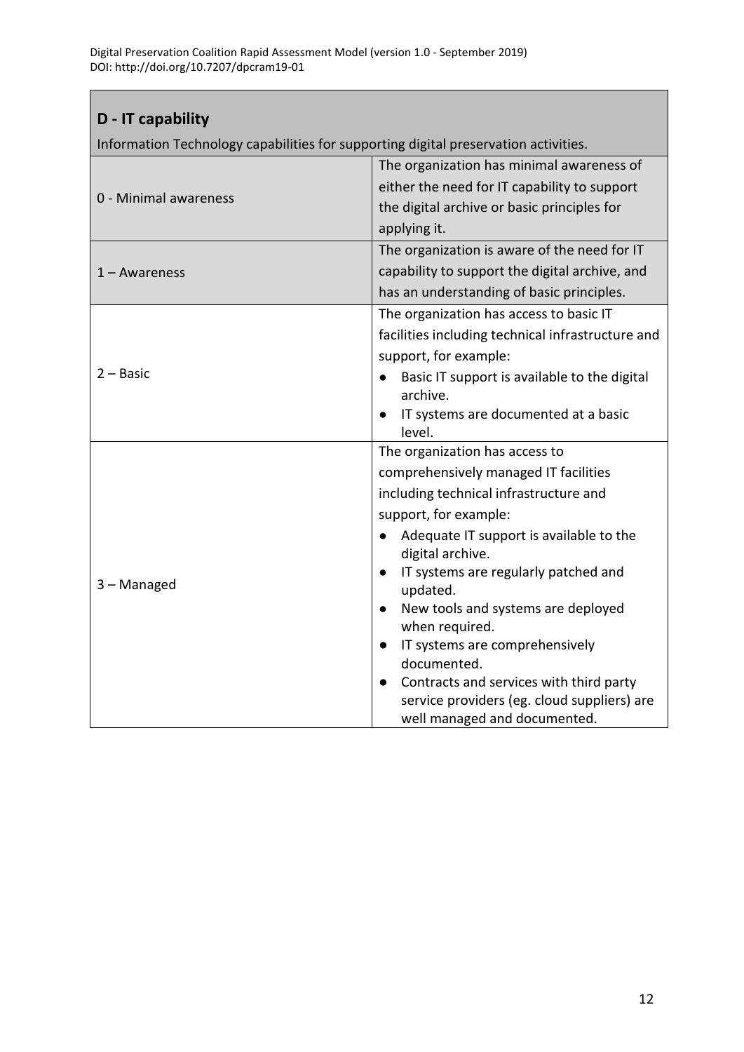## D - IT capability

Information Technology capabilities for supporting digital preservation activities.

| Level | Description |
|---|---|
| 0 - Minimal awareness | The organization has minimal awareness of either the need for IT capability to support the digital archive or basic principles for applying it. |
| 1 – Awareness | The organization is aware of the need for IT capability to support the digital archive, and has an understanding of basic principles. |
| 2 – Basic | The organization has access to basic IT facilities including technical infrastructure and support, for example:<br>● Basic IT support is available to the digital archive.<br>● IT systems are documented at a basic level. |
| 3 – Managed | The organization has access to comprehensively managed IT facilities including technical infrastructure and support, for example:<br>● Adequate IT support is available to the digital archive.<br>● IT systems are regularly patched and updated.<br>● New tools and systems are deployed when required.<br>● IT systems are comprehensively documented.<br>● Contracts and services with third party service providers (eg. cloud suppliers) are well managed and documented. |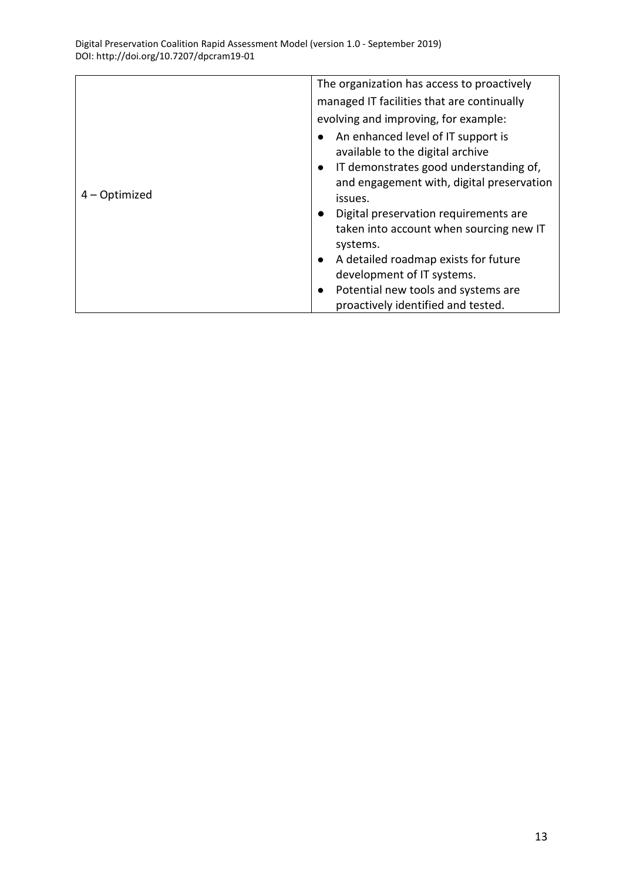| | |
|---|---|
| 4 – Optimized | The organization has access to proactively managed IT facilities that are continually evolving and improving, for example:<br>• An enhanced level of IT support is available to the digital archive<br>• IT demonstrates good understanding of, and engagement with, digital preservation issues.<br>• Digital preservation requirements are taken into account when sourcing new IT systems.<br>• A detailed roadmap exists for future development of IT systems.<br>• Potential new tools and systems are proactively identified and tested. |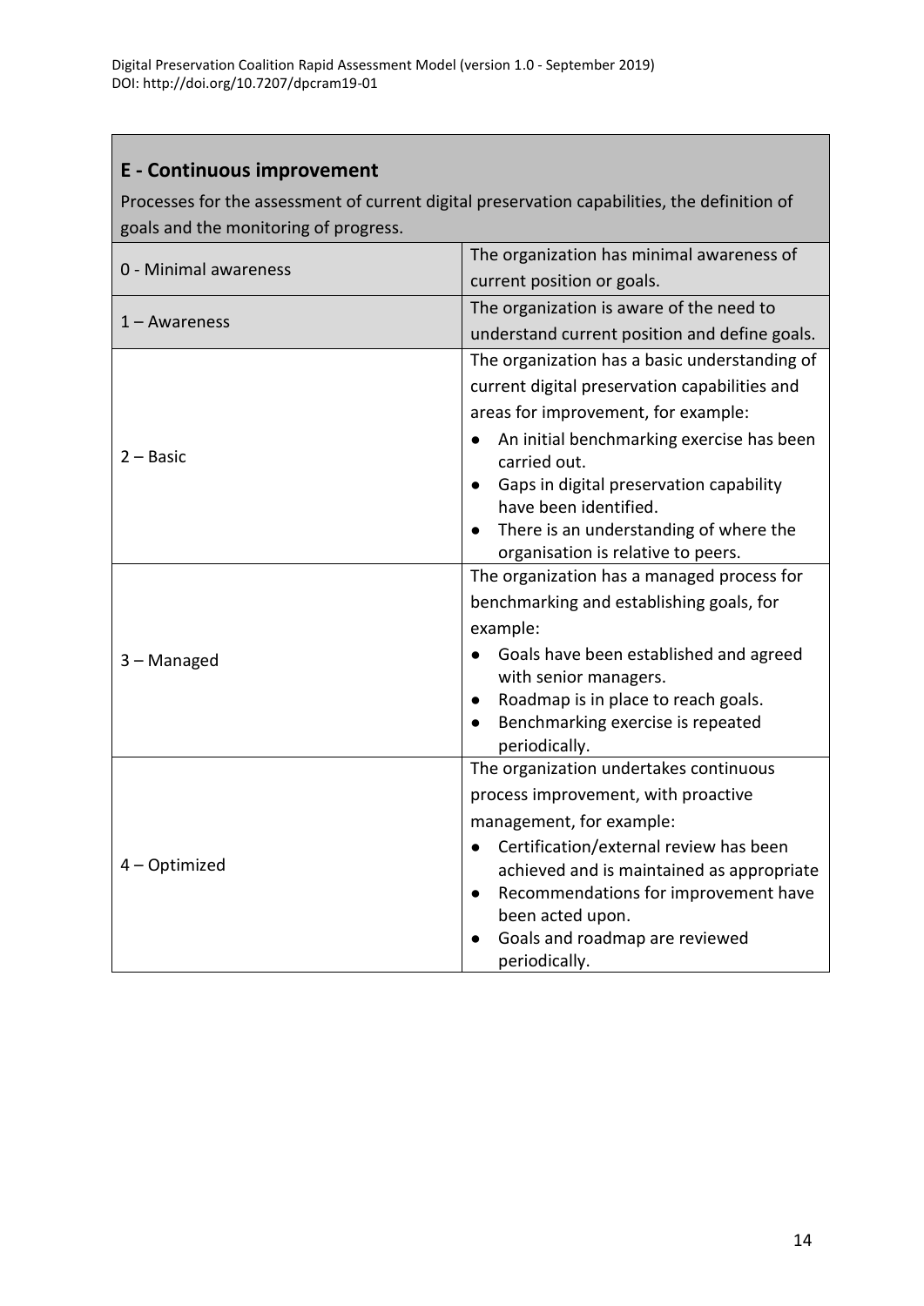## E - Continuous improvement

Processes for the assessment of current digital preservation capabilities, the definition of goals and the monitoring of progress.

| Level | Description |
| --- | --- |
| 0 - Minimal awareness | The organization has minimal awareness of current position or goals. |
| 1 – Awareness | The organization is aware of the need to understand current position and define goals. |
| 2 – Basic | The organization has a basic understanding of current digital preservation capabilities and areas for improvement, for example:<br>• An initial benchmarking exercise has been carried out.<br>• Gaps in digital preservation capability have been identified.<br>• There is an understanding of where the organisation is relative to peers. |
| 3 – Managed | The organization has a managed process for benchmarking and establishing goals, for example:<br>• Goals have been established and agreed with senior managers.<br>• Roadmap is in place to reach goals.<br>• Benchmarking exercise is repeated periodically. |
| 4 – Optimized | The organization undertakes continuous process improvement, with proactive management, for example:<br>• Certification/external review has been achieved and is maintained as appropriate<br>• Recommendations for improvement have been acted upon.<br>• Goals and roadmap are reviewed periodically. |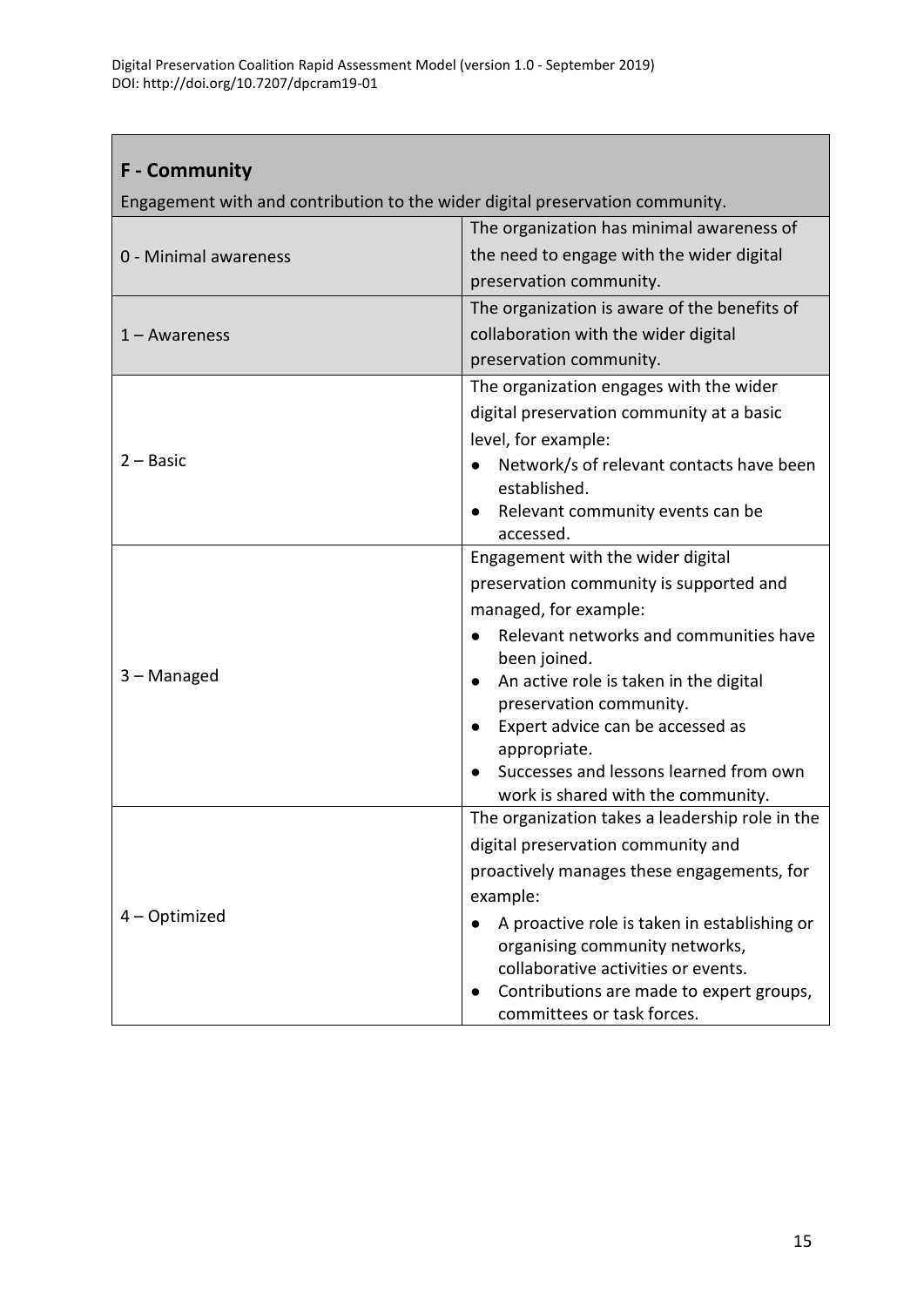| **F - Community**<br>Engagement with and contribution to the wider digital preservation community. | |
|---|---|
| 0 - Minimal awareness | The organization has minimal awareness of the need to engage with the wider digital preservation community. |
| 1 – Awareness | The organization is aware of the benefits of collaboration with the wider digital preservation community. |
| 2 – Basic | The organization engages with the wider digital preservation community at a basic level, for example:<br>● Network/s of relevant contacts have been established.<br>● Relevant community events can be accessed. |
| 3 – Managed | Engagement with the wider digital preservation community is supported and managed, for example:<br>● Relevant networks and communities have been joined.<br>● An active role is taken in the digital preservation community.<br>● Expert advice can be accessed as appropriate.<br>● Successes and lessons learned from own work is shared with the community. |
| 4 – Optimized | The organization takes a leadership role in the digital preservation community and proactively manages these engagements, for example:<br>● A proactive role is taken in establishing or organising community networks, collaborative activities or events.<br>● Contributions are made to expert groups, committees or task forces. |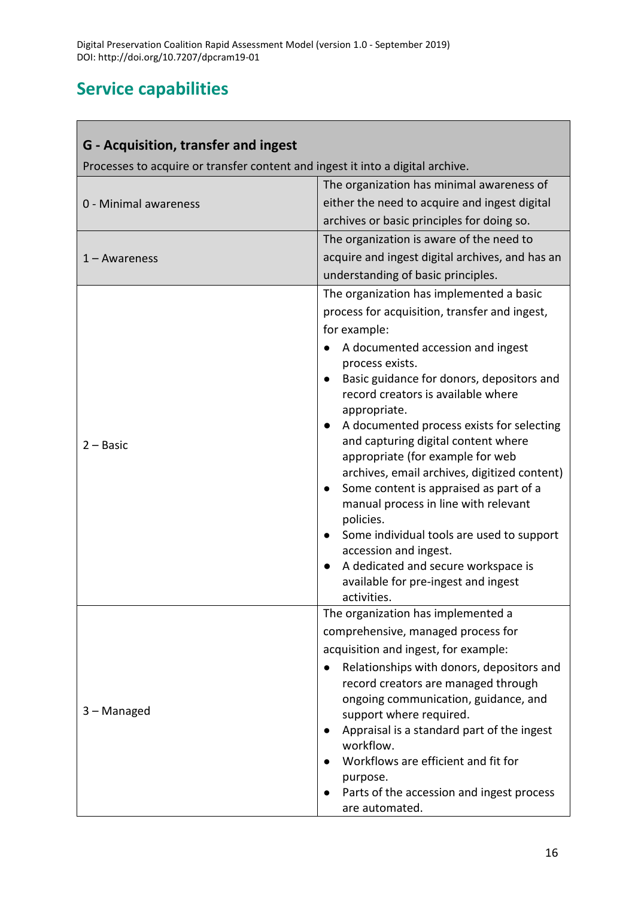## Service capabilities

| G - Acquisition, transfer and ingest<br>Processes to acquire or transfer content and ingest it into a digital archive. | |
|---|---|
| 0 - Minimal awareness | The organization has minimal awareness of either the need to acquire and ingest digital archives or basic principles for doing so. |
| 1 – Awareness | The organization is aware of the need to acquire and ingest digital archives, and has an understanding of basic principles. |
| 2 – Basic | The organization has implemented a basic process for acquisition, transfer and ingest, for example:<br>● A documented accession and ingest process exists.<br>● Basic guidance for donors, depositors and record creators is available where appropriate.<br>● A documented process exists for selecting and capturing digital content where appropriate (for example for web archives, email archives, digitized content)<br>● Some content is appraised as part of a manual process in line with relevant policies.<br>● Some individual tools are used to support accession and ingest.<br>● A dedicated and secure workspace is available for pre-ingest and ingest activities. |
| 3 – Managed | The organization has implemented a comprehensive, managed process for acquisition and ingest, for example:<br>● Relationships with donors, depositors and record creators are managed through ongoing communication, guidance, and support where required.<br>● Appraisal is a standard part of the ingest workflow.<br>● Workflows are efficient and fit for purpose.<br>● Parts of the accession and ingest process are automated. |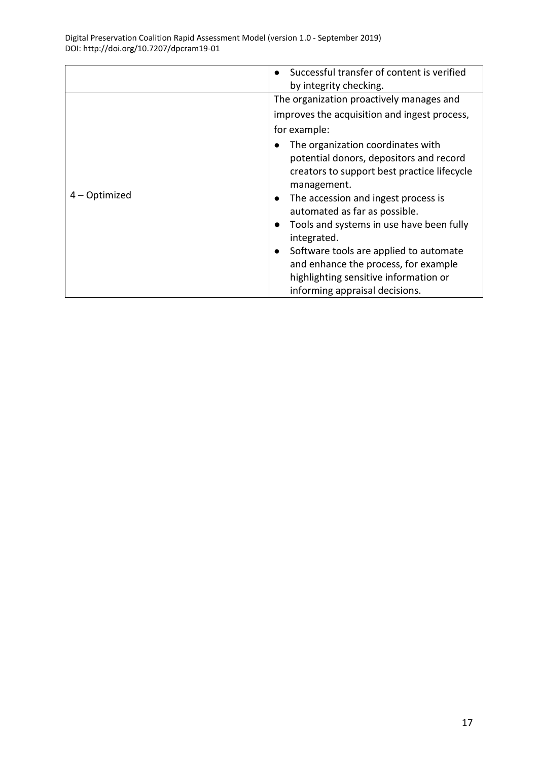| | |
|---|---|
| | ● Successful transfer of content is verified by integrity checking. |
| 4 – Optimized | The organization proactively manages and improves the acquisition and ingest process, for example:<br>● The organization coordinates with potential donors, depositors and record creators to support best practice lifecycle management.<br>● The accession and ingest process is automated as far as possible.<br>● Tools and systems in use have been fully integrated.<br>● Software tools are applied to automate and enhance the process, for example highlighting sensitive information or informing appraisal decisions. |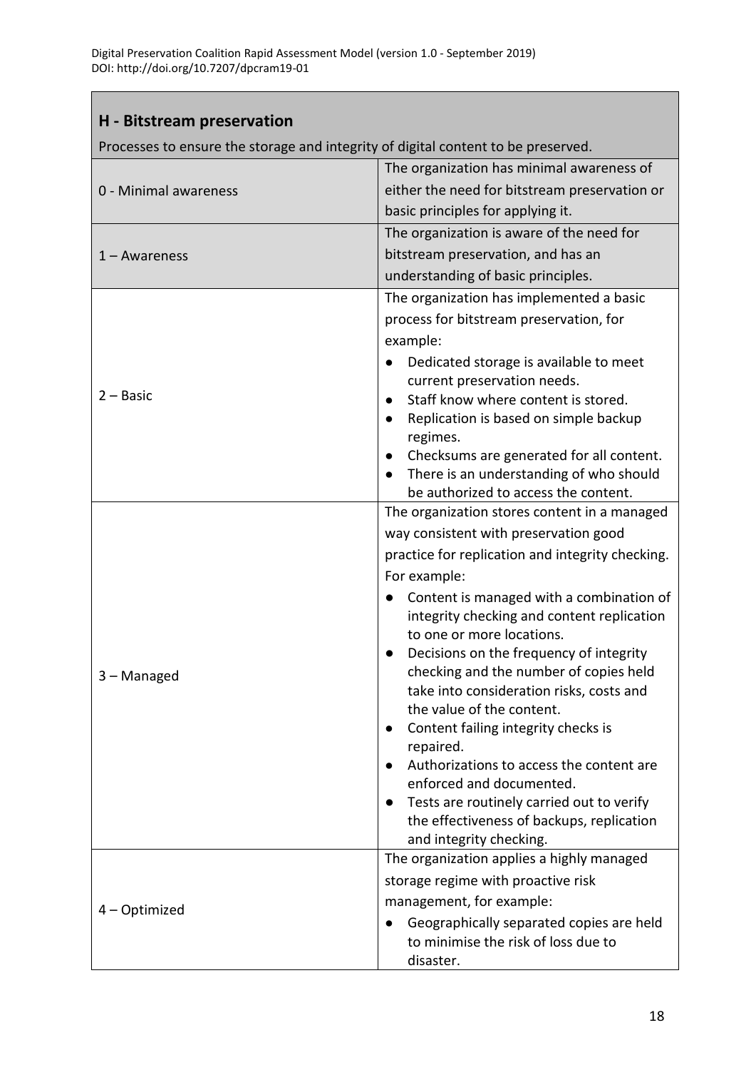## H - Bitstream preservation

Processes to ensure the storage and integrity of digital content to be preserved.

| Level | Description |
|---|---|
| 0 - Minimal awareness | The organization has minimal awareness of either the need for bitstream preservation or basic principles for applying it. |
| 1 – Awareness | The organization is aware of the need for bitstream preservation, and has an understanding of basic principles. |
| 2 – Basic | The organization has implemented a basic process for bitstream preservation, for example:<br>● Dedicated storage is available to meet current preservation needs.<br>● Staff know where content is stored.<br>● Replication is based on simple backup regimes.<br>● Checksums are generated for all content.<br>● There is an understanding of who should be authorized to access the content. |
| 3 – Managed | The organization stores content in a managed way consistent with preservation good practice for replication and integrity checking. For example:<br>● Content is managed with a combination of integrity checking and content replication to one or more locations.<br>● Decisions on the frequency of integrity checking and the number of copies held take into consideration risks, costs and the value of the content.<br>● Content failing integrity checks is repaired.<br>● Authorizations to access the content are enforced and documented.<br>● Tests are routinely carried out to verify the effectiveness of backups, replication and integrity checking. |
| 4 – Optimized | The organization applies a highly managed storage regime with proactive risk management, for example:<br>● Geographically separated copies are held to minimise the risk of loss due to disaster. |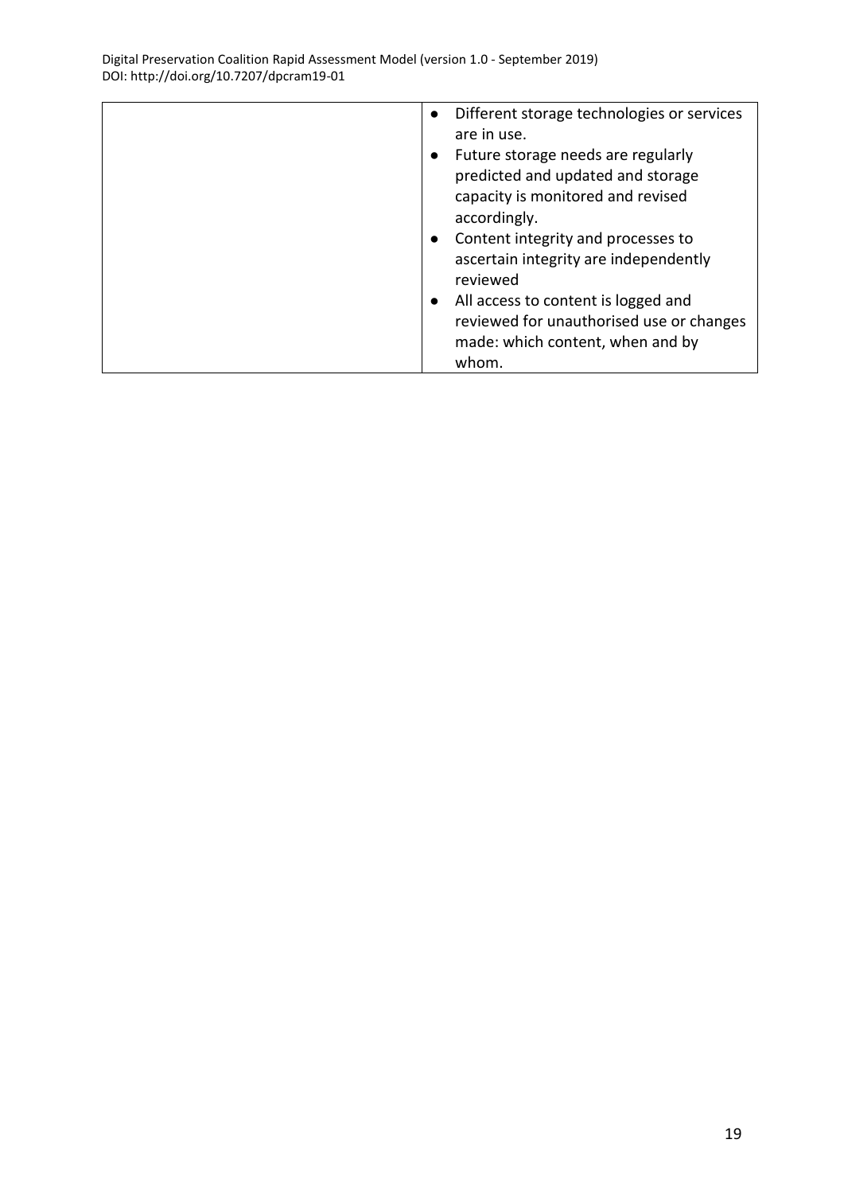| | |
|---|---|
| | <ul><li>Different storage technologies or services are in use.</li><li>Future storage needs are regularly predicted and updated and storage capacity is monitored and revised accordingly.</li><li>Content integrity and processes to ascertain integrity are independently reviewed</li><li>All access to content is logged and reviewed for unauthorised use or changes made: which content, when and by whom.</li></ul> |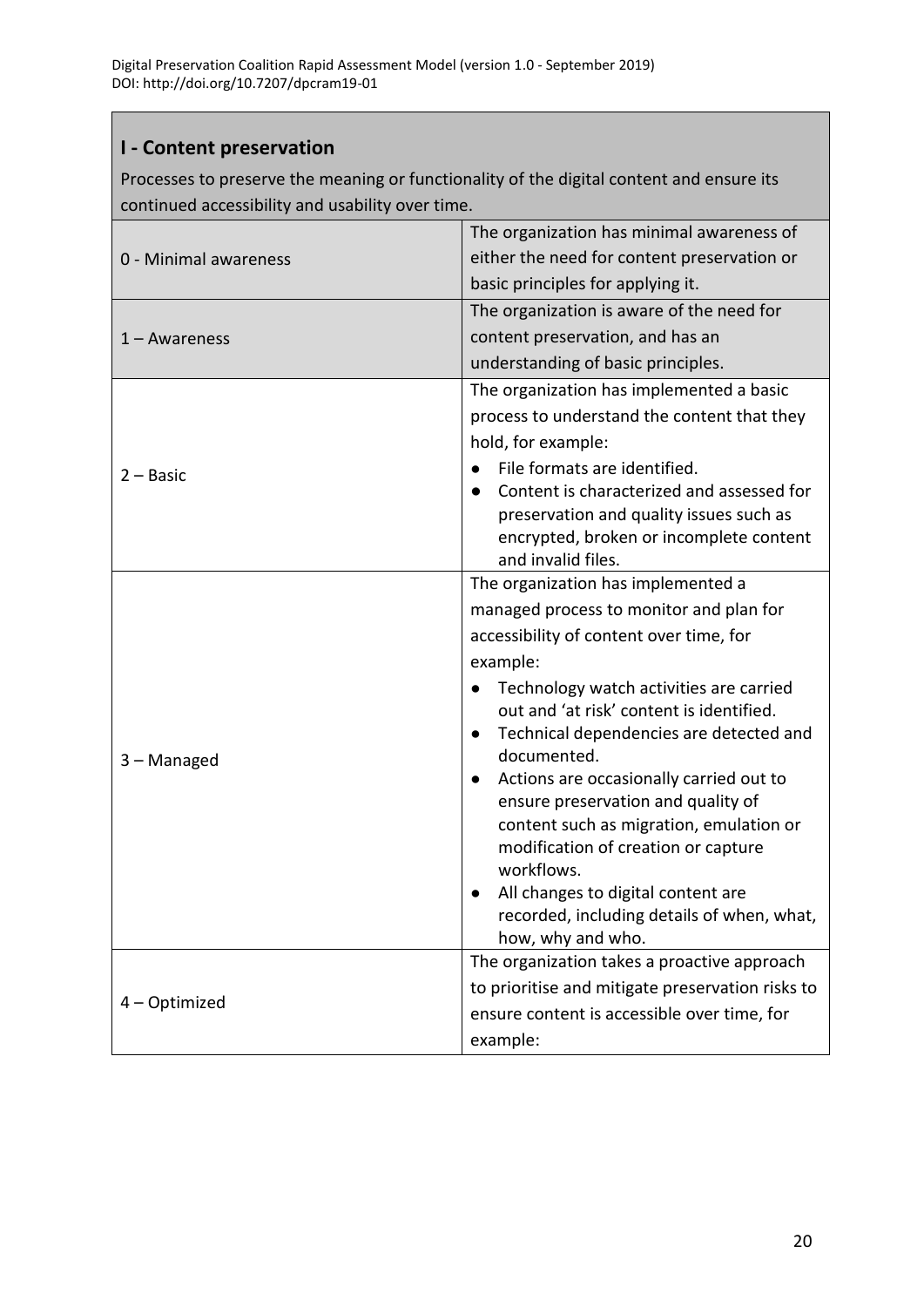## I - Content preservation

Processes to preserve the meaning or functionality of the digital content and ensure its continued accessibility and usability over time.

| Level | Description |
|---|---|
| 0 - Minimal awareness | The organization has minimal awareness of either the need for content preservation or basic principles for applying it. |
| 1 – Awareness | The organization is aware of the need for content preservation, and has an understanding of basic principles. |
| 2 – Basic | The organization has implemented a basic process to understand the content that they hold, for example:<br>● File formats are identified.<br>● Content is characterized and assessed for preservation and quality issues such as encrypted, broken or incomplete content and invalid files. |
| 3 – Managed | The organization has implemented a managed process to monitor and plan for accessibility of content over time, for example:<br>● Technology watch activities are carried out and 'at risk' content is identified.<br>● Technical dependencies are detected and documented.<br>● Actions are occasionally carried out to ensure preservation and quality of content such as migration, emulation or modification of creation or capture workflows.<br>● All changes to digital content are recorded, including details of when, what, how, why and who. |
| 4 – Optimized | The organization takes a proactive approach to prioritise and mitigate preservation risks to ensure content is accessible over time, for example: |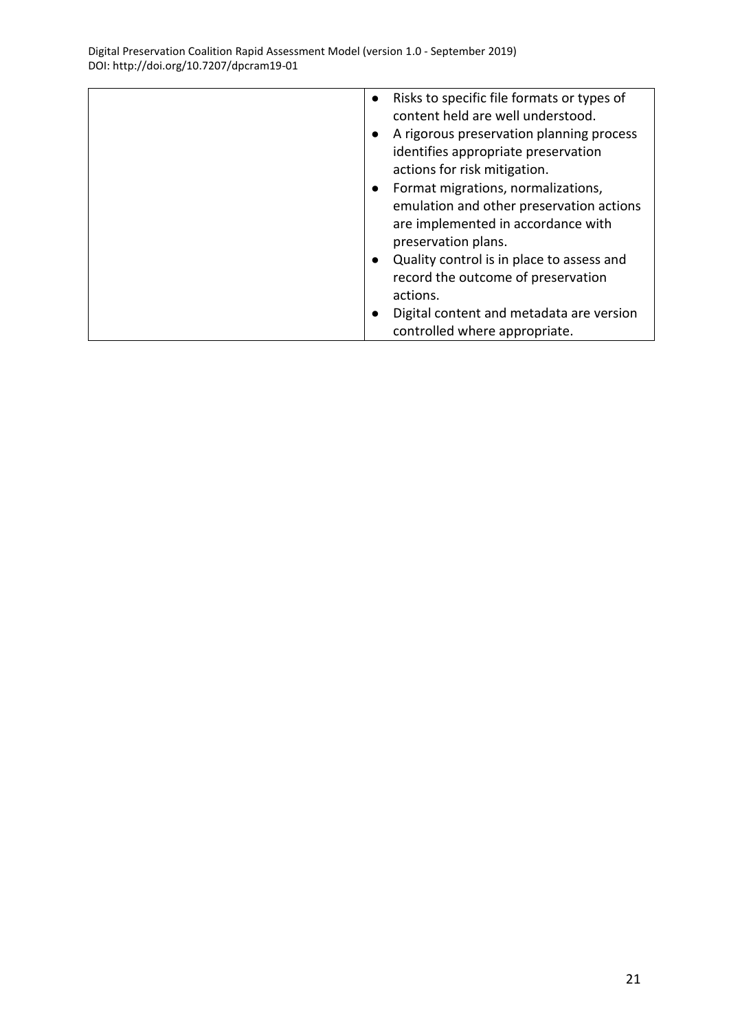| | |
|---|---|
| | <ul><li>Risks to specific file formats or types of content held are well understood.</li><li>A rigorous preservation planning process identifies appropriate preservation actions for risk mitigation.</li><li>Format migrations, normalizations, emulation and other preservation actions are implemented in accordance with preservation plans.</li><li>Quality control is in place to assess and record the outcome of preservation actions.</li><li>Digital content and metadata are version controlled where appropriate.</li></ul> |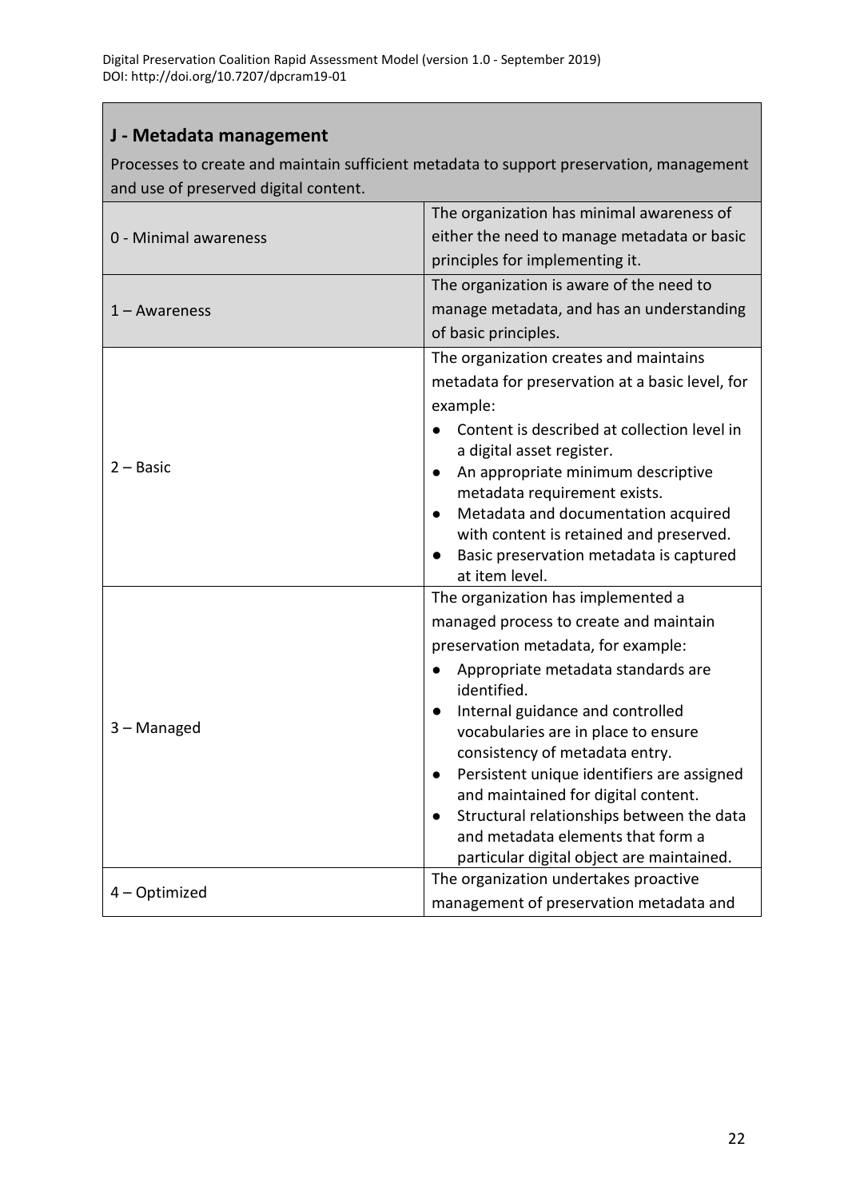## J - Metadata management

Processes to create and maintain sufficient metadata to support preservation, management and use of preserved digital content.

| | |
|---|---|
| 0 - Minimal awareness | The organization has minimal awareness of either the need to manage metadata or basic principles for implementing it. |
| 1 – Awareness | The organization is aware of the need to manage metadata, and has an understanding of basic principles. |
| 2 – Basic | The organization creates and maintains metadata for preservation at a basic level, for example: <br>● Content is described at collection level in a digital asset register. <br>● An appropriate minimum descriptive metadata requirement exists. <br>● Metadata and documentation acquired with content is retained and preserved. <br>● Basic preservation metadata is captured at item level. |
| 3 – Managed | The organization has implemented a managed process to create and maintain preservation metadata, for example: <br>● Appropriate metadata standards are identified. <br>● Internal guidance and controlled vocabularies are in place to ensure consistency of metadata entry. <br>● Persistent unique identifiers are assigned and maintained for digital content. <br>● Structural relationships between the data and metadata elements that form a particular digital object are maintained. |
| 4 – Optimized | The organization undertakes proactive management of preservation metadata and |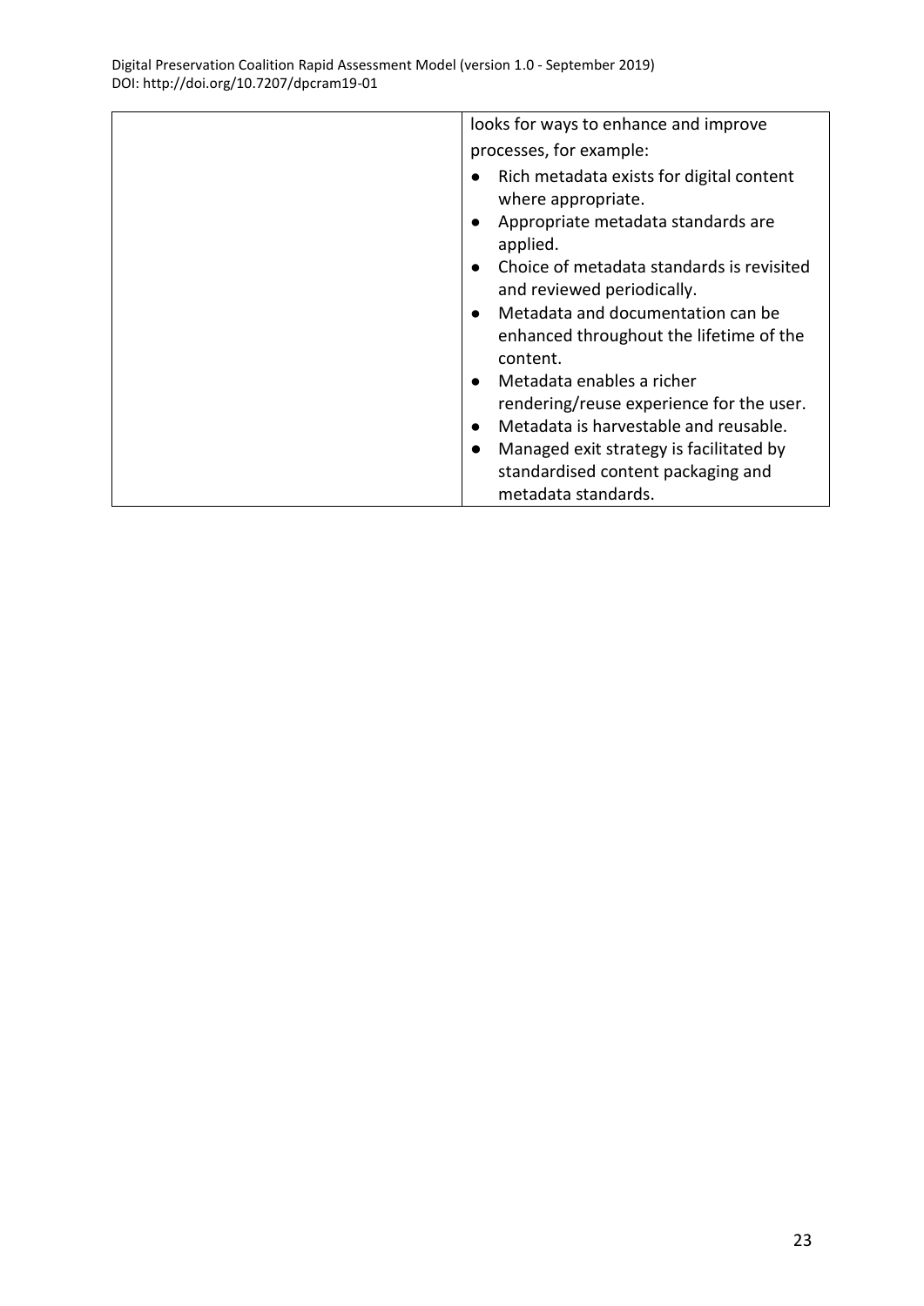|  | looks for ways to enhance and improve processes, for example:<br>• Rich metadata exists for digital content where appropriate.<br>• Appropriate metadata standards are applied.<br>• Choice of metadata standards is revisited and reviewed periodically.<br>• Metadata and documentation can be enhanced throughout the lifetime of the content.<br>• Metadata enables a richer rendering/reuse experience for the user.<br>• Metadata is harvestable and reusable.<br>• Managed exit strategy is facilitated by standardised content packaging and metadata standards. |
|---|---|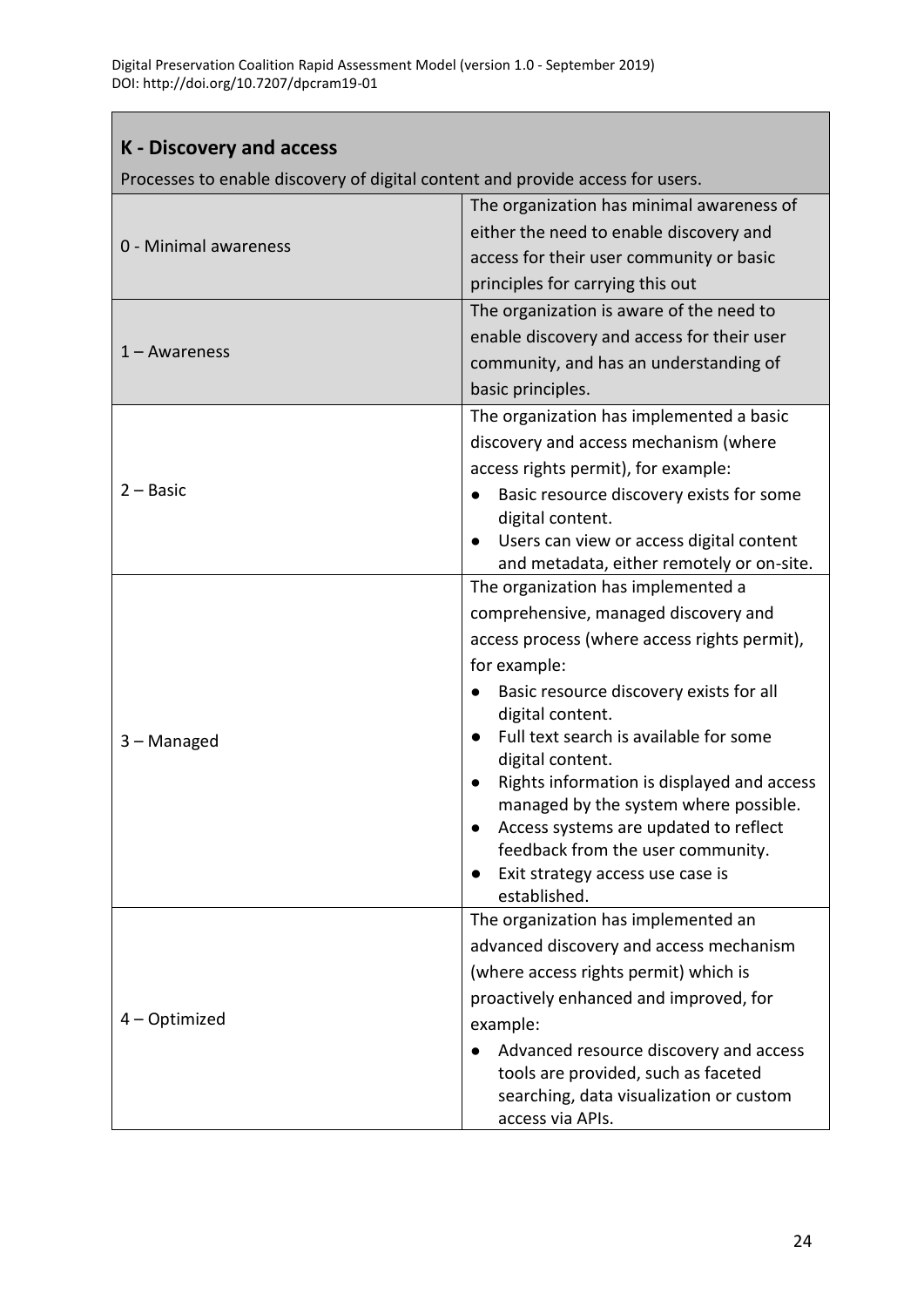## K - Discovery and access

Processes to enable discovery of digital content and provide access for users.

| Level | Description |
|---|---|
| 0 - Minimal awareness | The organization has minimal awareness of either the need to enable discovery and access for their user community or basic principles for carrying this out |
| 1 – Awareness | The organization is aware of the need to enable discovery and access for their user community, and has an understanding of basic principles. |
| 2 – Basic | The organization has implemented a basic discovery and access mechanism (where access rights permit), for example:<br>● Basic resource discovery exists for some digital content.<br>● Users can view or access digital content and metadata, either remotely or on-site. |
| 3 – Managed | The organization has implemented a comprehensive, managed discovery and access process (where access rights permit), for example:<br>● Basic resource discovery exists for all digital content.<br>● Full text search is available for some digital content.<br>● Rights information is displayed and access managed by the system where possible.<br>● Access systems are updated to reflect feedback from the user community.<br>● Exit strategy access use case is established. |
| 4 – Optimized | The organization has implemented an advanced discovery and access mechanism (where access rights permit) which is proactively enhanced and improved, for example:<br>● Advanced resource discovery and access tools are provided, such as faceted searching, data visualization or custom access via APIs. |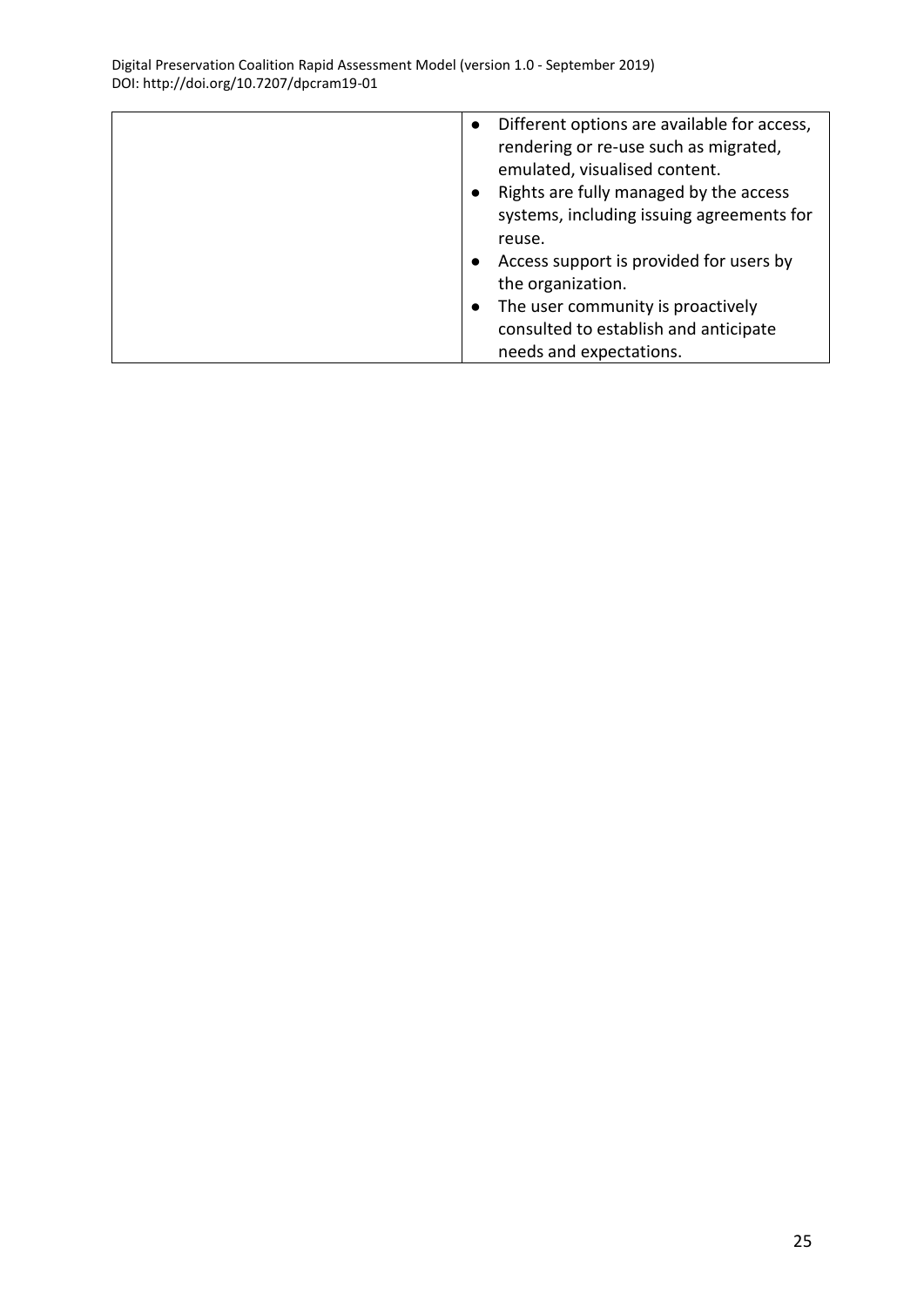| | |
|---|---|
| | • Different options are available for access, rendering or re-use such as migrated, emulated, visualised content.<br>• Rights are fully managed by the access systems, including issuing agreements for reuse.<br>• Access support is provided for users by the organization.<br>• The user community is proactively consulted to establish and anticipate needs and expectations. |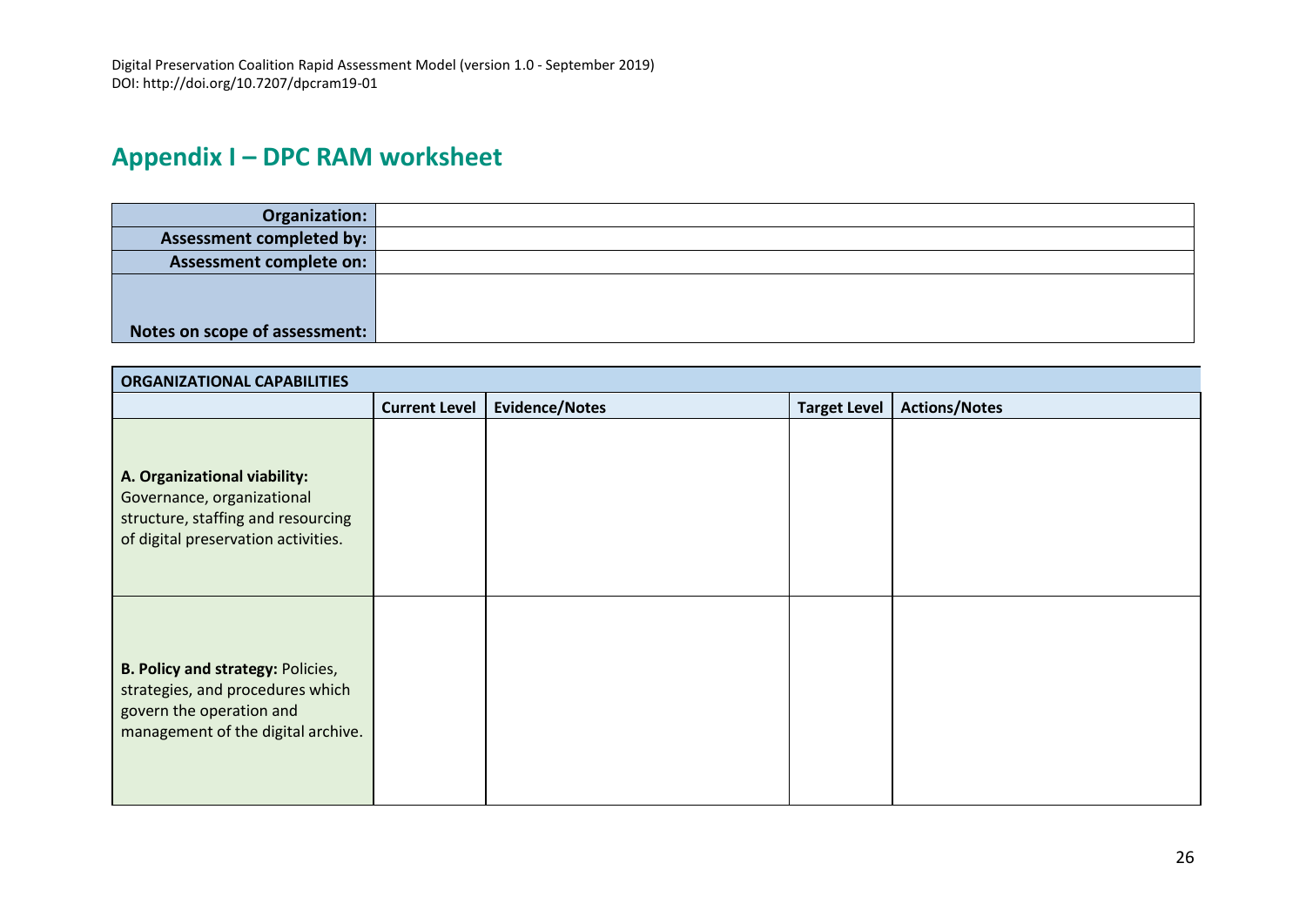Digital Preservation Coalition Rapid Assessment Model (version 1.0 - September 2019)
DOI: http://doi.org/10.7207/dpcram19-01

## Appendix I – DPC RAM worksheet

| **Organization:** | |
|---|---|
| **Assessment completed by:** | |
| **Assessment complete on:** | |
| **Notes on scope of assessment:** | |

| **ORGANIZATIONAL CAPABILITIES** | | | | |
|---|---|---|---|---|
| | **Current Level** | **Evidence/Notes** | **Target Level** | **Actions/Notes** |
| **A. Organizational viability:** Governance, organizational structure, staffing and resourcing of digital preservation activities. | | | | |
| **B. Policy and strategy:** Policies, strategies, and procedures which govern the operation and management of the digital archive. | | | | |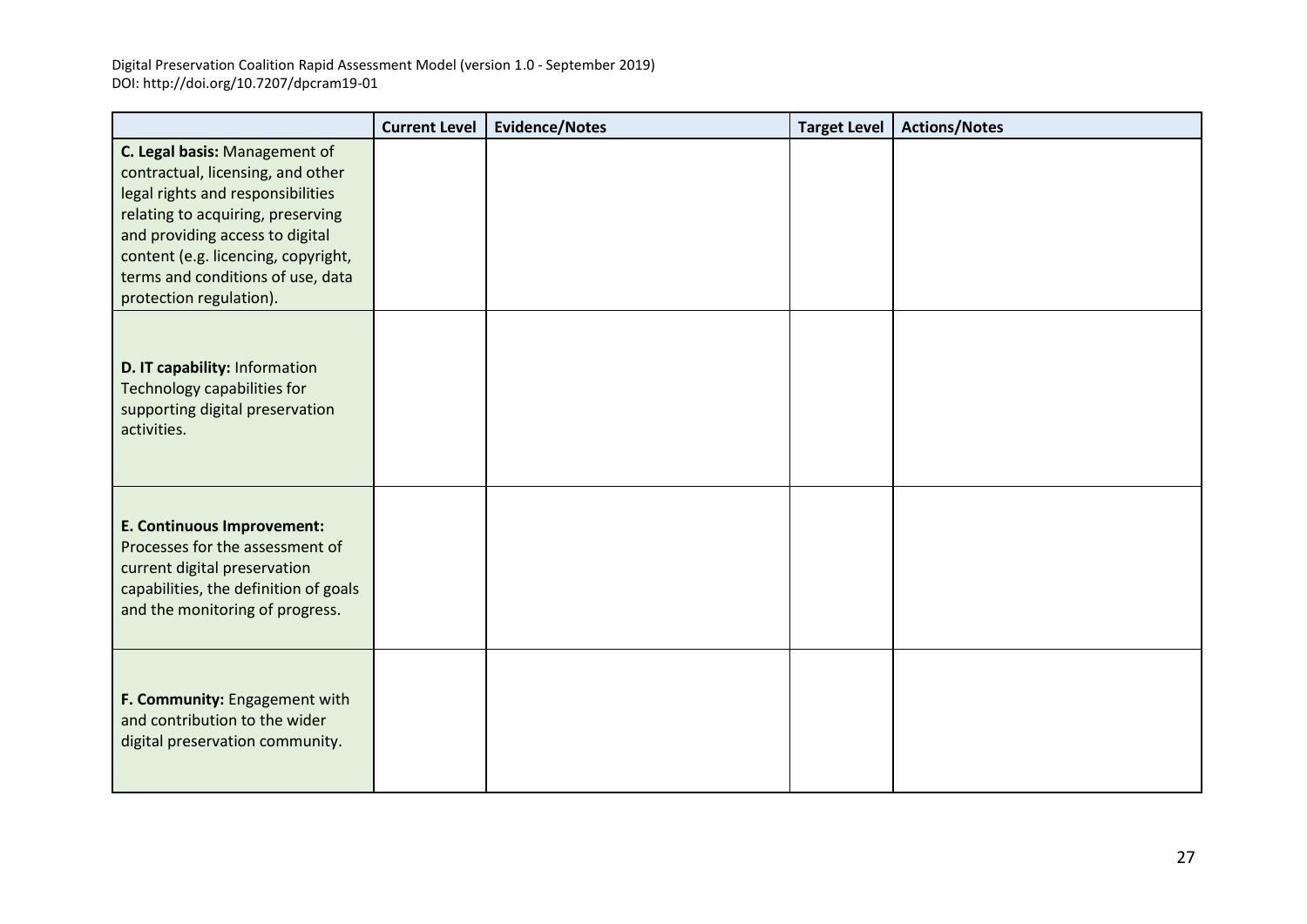| | Current Level | Evidence/Notes | Target Level | Actions/Notes |
|---|---|---|---|---|
| **C. Legal basis:** Management of contractual, licensing, and other legal rights and responsibilities relating to acquiring, preserving and providing access to digital content (e.g. licencing, copyright, terms and conditions of use, data protection regulation). | | | | |
| **D. IT capability:** Information Technology capabilities for supporting digital preservation activities. | | | | |
| **E. Continuous Improvement:** Processes for the assessment of current digital preservation capabilities, the definition of goals and the monitoring of progress. | | | | |
| **F. Community:** Engagement with and contribution to the wider digital preservation community. | | | | |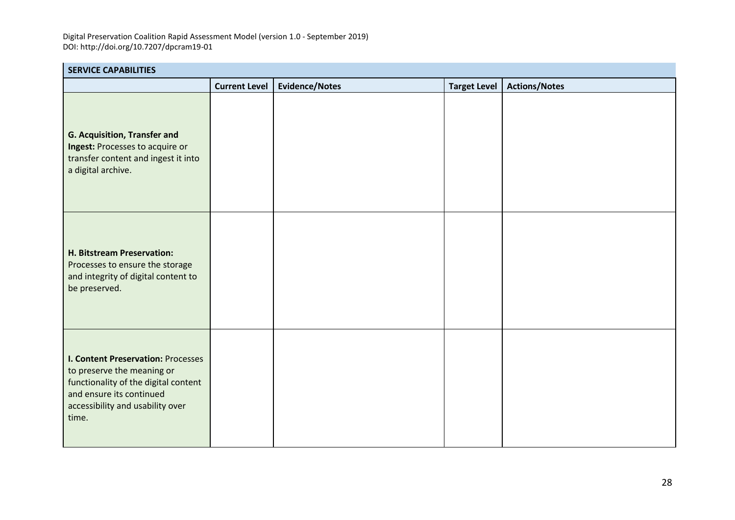| SERVICE CAPABILITIES | | | | |
|---|---|---|---|---|
| | **Current Level** | **Evidence/Notes** | **Target Level** | **Actions/Notes** |
| **G. Acquisition, Transfer and Ingest:** Processes to acquire or transfer content and ingest it into a digital archive. | | | | |
| **H. Bitstream Preservation:** Processes to ensure the storage and integrity of digital content to be preserved. | | | | |
| **I. Content Preservation:** Processes to preserve the meaning or functionality of the digital content and ensure its continued accessibility and usability over time. | | | | |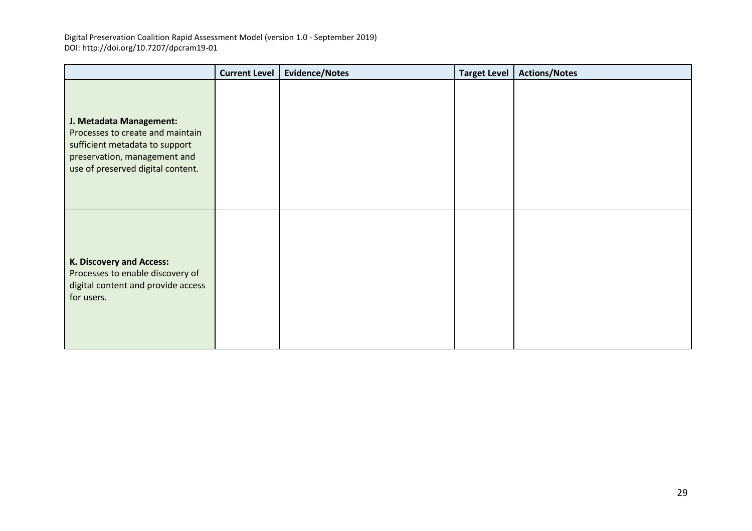| | Current Level | Evidence/Notes | Target Level | Actions/Notes |
|---|---|---|---|---|
| **J. Metadata Management:** Processes to create and maintain sufficient metadata to support preservation, management and use of preserved digital content. | | | | |
| **K. Discovery and Access:** Processes to enable discovery of digital content and provide access for users. | | | | |